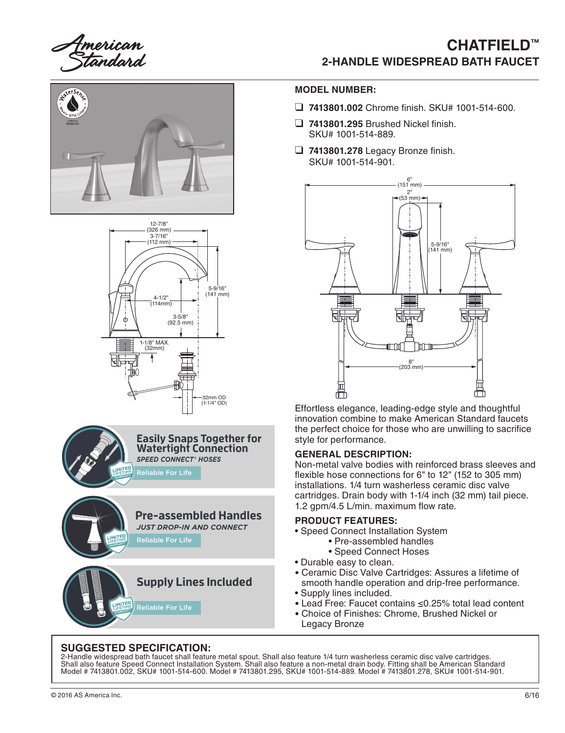# CHATFIELD™

## 2-HANDLE WIDESPREAD BATH FAUCET

### MODEL NUMBER:

- ❑ **7413801.002** Chrome finish. SKU# 1001-514-600.
- ❑ **7413801.295** Brushed Nickel finish. SKU# 1001-514-889.
- ❑ **7413801.278** Legacy Bronze finish. SKU# 1001-514-901.

Effortless elegance, leading-edge style and thoughtful innovation combine to make American Standard faucets the perfect choice for those who are unwilling to sacrifice style for performance.

### GENERAL DESCRIPTION:

Non-metal valve bodies with reinforced brass sleeves and flexible hose connections for 6" to 12" (152 to 305 mm) installations. 1/4 turn washerless ceramic disc valve cartridges. Drain body with 1-1/4 inch (32 mm) tail piece. 1.2 gpm/4.5 L/min. maximum flow rate.

### PRODUCT FEATURES:

- Speed Connect Installation System
  - Pre-assembled handles
  - Speed Connect Hoses
- Durable easy to clean.
- Ceramic Disc Valve Cartridges: Assures a lifetime of smooth handle operation and drip-free performance.
- Supply lines included.
- Lead Free: Faucet contains ≤0.25% total lead content
- Choice of Finishes: Chrome, Brushed Nickel or Legacy Bronze

**Easily Snaps Together for Watertight Connection**
*SPEED CONNECT® HOSES*
Reliable For Life

**Pre-assembled Handles**
*JUST DROP-IN AND CONNECT*
Reliable For Life

**Supply Lines Included**
Reliable For Life

### SUGGESTED SPECIFICATION:

2-Handle widespread bath faucet shall feature metal spout. Shall also feature 1/4 turn washerless ceramic disc valve cartridges. Shall also feature Speed Connect Installation System. Shall also feature a non-metal drain body. Fitting shall be American Standard Model # 7413801.002, SKU# 1001-514-600. Model # 7413801.295, SKU# 1001-514-889. Model # 7413801.278, SKU# 1001-514-901.

© 2016 AS America Inc. 6/16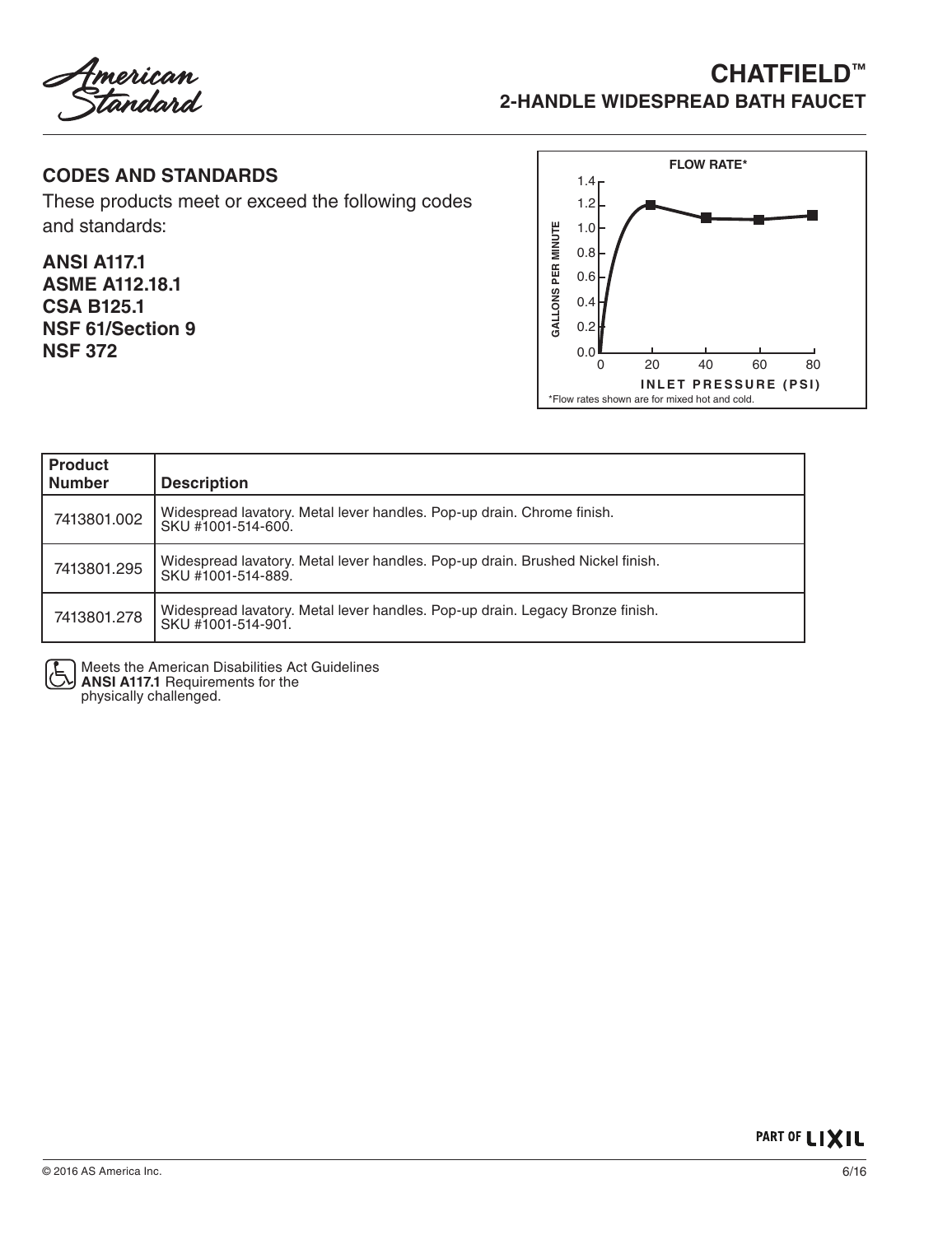# CHATFIELD™

## 2-HANDLE WIDESPREAD BATH FAUCET

### CODES AND STANDARDS

These products meet or exceed the following codes and standards:

**ANSI A117.1**
**ASME A112.18.1**
**CSA B125.1**
**NSF 61/Section 9**
**NSF 372**

FLOW RATE*

GALLONS PER MINUTE

1.4
1.2
1.0
0.8
0.6
0.4
0.2
0.0

0 20 40 60 80

INLET PRESSURE (PSI)

*Flow rates shown are for mixed hot and cold.

| Product Number | Description |
|---|---|
| 7413801.002 | Widespread lavatory. Metal lever handles. Pop-up drain. Chrome finish. SKU #1001-514-600. |
| 7413801.295 | Widespread lavatory. Metal lever handles. Pop-up drain. Brushed Nickel finish. SKU #1001-514-889. |
| 7413801.278 | Widespread lavatory. Metal lever handles. Pop-up drain. Legacy Bronze finish. SKU #1001-514-901. |

Meets the American Disabilities Act Guidelines
**ANSI A117.1** Requirements for the physically challenged.

PART OF LIXIL

© 2016 AS America Inc.

6/16